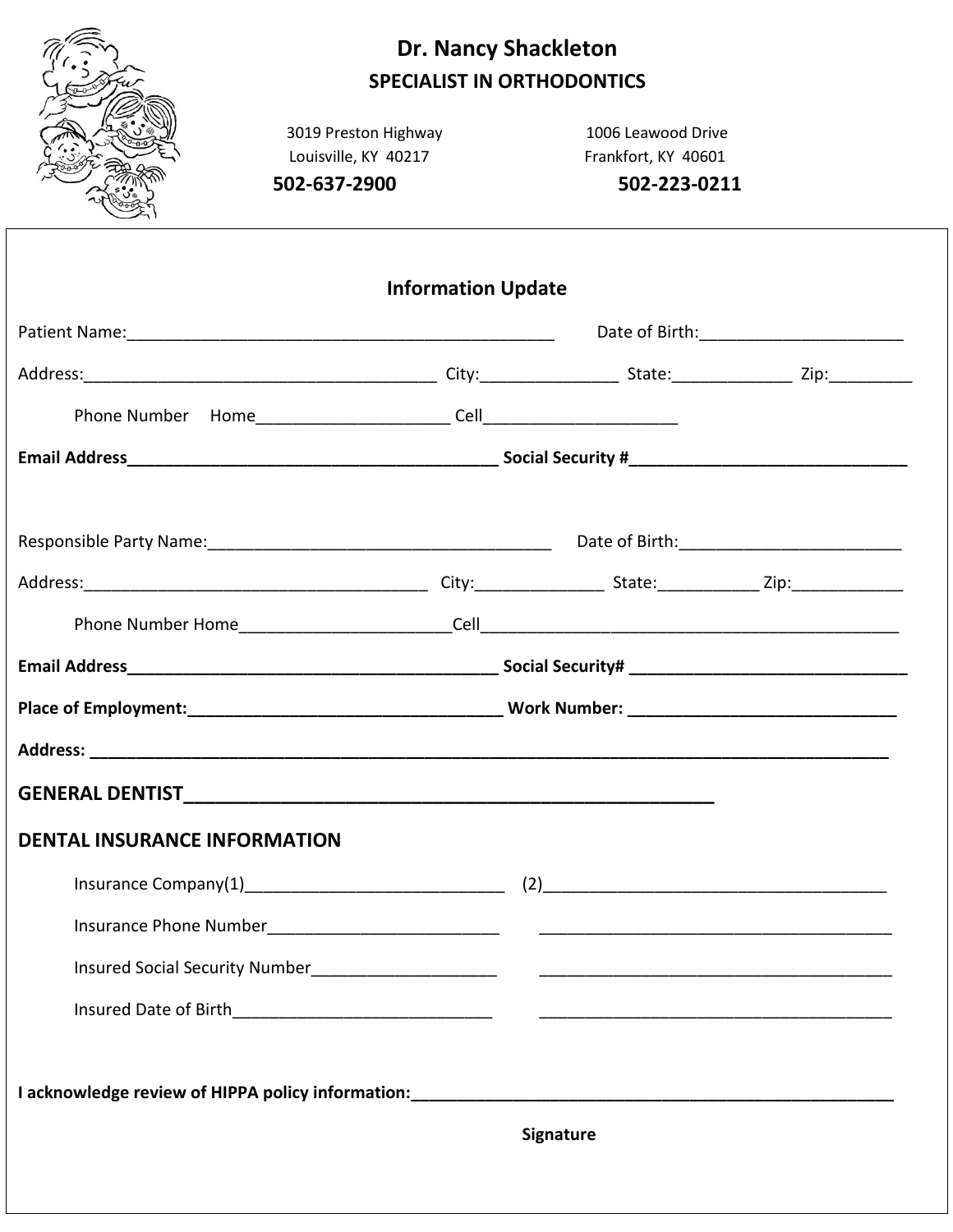# Dr. Nancy Shackleton

## SPECIALIST IN ORTHODONTICS

3019 Preston Highway
Louisville, KY 40217
**502-637-2900**

1006 Leawood Drive
Frankfort, KY 40601
**502-223-0211**

## Information Update

Patient Name:_______________________________________________ Date of Birth:______________________

Address:_______________________________________ City:_______________ State:_____________ Zip:_________

Phone Number Home____________________ Cell_____________________

**Email Address_________________________________________ Social Security #_____________________________**

Responsible Party Name:____________________________________ Date of Birth:________________________

Address:_____________________________________ City:______________ State:___________ Zip:____________

Phone Number Home______________________Cell_____________________________________________

**Email Address_________________________________________ Social Security# _____________________________**

**Place of Employment:__________________________________ Work Number: _____________________________**

**Address: ______________________________________________________________________________________**

### GENERAL DENTIST_____________________________________________________

### DENTAL INSURANCE INFORMATION

Insurance Company(1)____________________________ (2)______________________________________

Insurance Phone Number_________________________ ______________________________________

Insured Social Security Number____________________ ______________________________________

Insured Date of Birth____________________________ ______________________________________

**I acknowledge review of HIPPA policy information:_______________________________________________________**

**Signature**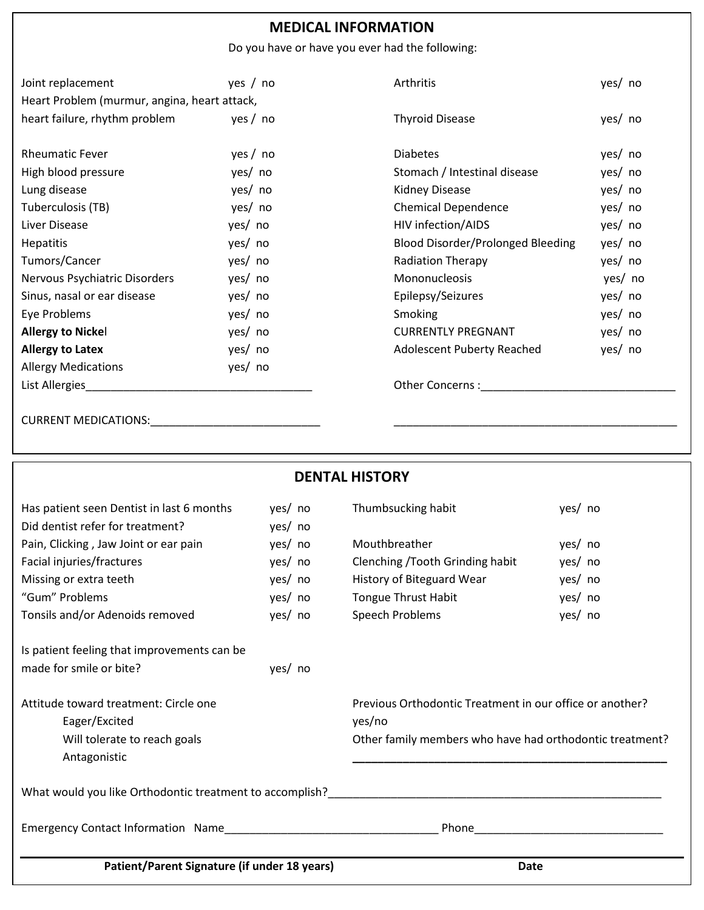## MEDICAL INFORMATION

Do you have or have you ever had the following:

| | | | |
|---|---|---|---|
| Joint replacement | yes / no | Arthritis | yes/ no |
| Heart Problem (murmur, angina, heart attack, heart failure, rhythm problem | yes / no | Thyroid Disease | yes/ no |
| Rheumatic Fever | yes / no | Diabetes | yes/ no |
| High blood pressure | yes/ no | Stomach / Intestinal disease | yes/ no |
| Lung disease | yes/ no | Kidney Disease | yes/ no |
| Tuberculosis (TB) | yes/ no | Chemical Dependence | yes/ no |
| Liver Disease | yes/ no | HIV infection/AIDS | yes/ no |
| Hepatitis | yes/ no | Blood Disorder/Prolonged Bleeding | yes/ no |
| Tumors/Cancer | yes/ no | Radiation Therapy | yes/ no |
| Nervous Psychiatric Disorders | yes/ no | Mononucleosis | yes/ no |
| Sinus, nasal or ear disease | yes/ no | Epilepsy/Seizures | yes/ no |
| Eye Problems | yes/ no | Smoking | yes/ no |
| **Allergy to Nickel** | yes/ no | CURRENTLY PREGNANT | yes/ no |
| **Allergy to Latex** | yes/ no | Adolescent Puberty Reached | yes/ no |
| Allergy Medications | yes/ no | | |

List Allergies_____________________________________

Other Concerns :_______________________________

CURRENT MEDICATIONS:___________________________

______________________________________________

## DENTAL HISTORY

| | | | |
|---|---|---|---|
| Has patient seen Dentist in last 6 months | yes/ no | Thumbsucking habit | yes/ no |
| Did dentist refer for treatment? | yes/ no | | |
| Pain, Clicking , Jaw Joint or ear pain | yes/ no | Mouthbreather | yes/ no |
| Facial injuries/fractures | yes/ no | Clenching /Tooth Grinding habit | yes/ no |
| Missing or extra teeth | yes/ no | History of Biteguard Wear | yes/ no |
| "Gum" Problems | yes/ no | Tongue Thrust Habit | yes/ no |
| Tonsils and/or Adenoids removed | yes/ no | Speech Problems | yes/ no |

Is patient feeling that improvements can be made for smile or bite? yes/ no

Attitude toward treatment: Circle one

- Eager/Excited
- Will tolerate to reach goals
- Antagonistic

Previous Orthodontic Treatment in our office or another? yes/no

Other family members who have had orthodontic treatment?

___________________________________________________

What would you like Orthodontic treatment to accomplish?_______________________________________________________

Emergency Contact Information Name__________________________________ Phone______________________________

**Patient/Parent Signature (if under 18 years)** **Date**